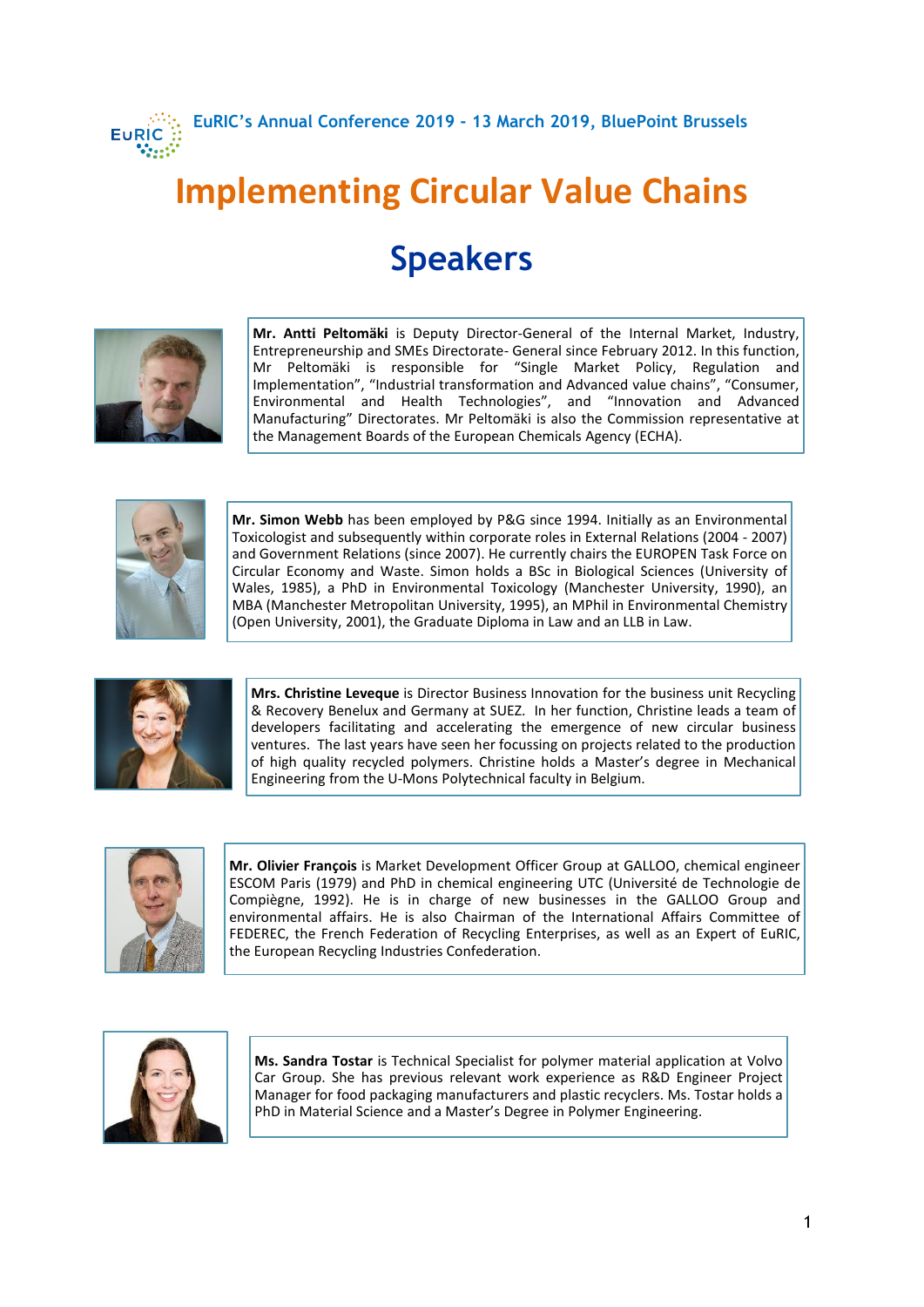EuRIC's Annual Conference 2019 - 13 March 2019, BluePoint Brussels

# Implementing Circular Value Chains

## Speakers

**Mr. Antti Peltomäki** is Deputy Director-General of the Internal Market, Industry, Entrepreneurship and SMEs Directorate- General since February 2012. In this function, Mr Peltomäki is responsible for "Single Market Policy, Regulation and Implementation", "Industrial transformation and Advanced value chains", "Consumer, Environmental and Health Technologies", and "Innovation and Advanced Manufacturing" Directorates. Mr Peltomäki is also the Commission representative at the Management Boards of the European Chemicals Agency (ECHA).

**Mr. Simon Webb** has been employed by P&G since 1994. Initially as an Environmental Toxicologist and subsequently within corporate roles in External Relations (2004 - 2007) and Government Relations (since 2007). He currently chairs the EUROPEN Task Force on Circular Economy and Waste. Simon holds a BSc in Biological Sciences (University of Wales, 1985), a PhD in Environmental Toxicology (Manchester University, 1990), an MBA (Manchester Metropolitan University, 1995), an MPhil in Environmental Chemistry (Open University, 2001), the Graduate Diploma in Law and an LLB in Law.

**Mrs. Christine Leveque** is Director Business Innovation for the business unit Recycling & Recovery Benelux and Germany at SUEZ. In her function, Christine leads a team of developers facilitating and accelerating the emergence of new circular business ventures. The last years have seen her focussing on projects related to the production of high quality recycled polymers. Christine holds a Master's degree in Mechanical Engineering from the U-Mons Polytechnical faculty in Belgium.

**Mr. Olivier François** is Market Development Officer Group at GALLOO, chemical engineer ESCOM Paris (1979) and PhD in chemical engineering UTC (Université de Technologie de Compiègne, 1992). He is in charge of new businesses in the GALLOO Group and environmental affairs. He is also Chairman of the International Affairs Committee of FEDEREC, the French Federation of Recycling Enterprises, as well as an Expert of EuRIC, the European Recycling Industries Confederation.

**Ms. Sandra Tostar** is Technical Specialist for polymer material application at Volvo Car Group. She has previous relevant work experience as R&D Engineer Project Manager for food packaging manufacturers and plastic recyclers. Ms. Tostar holds a PhD in Material Science and a Master's Degree in Polymer Engineering.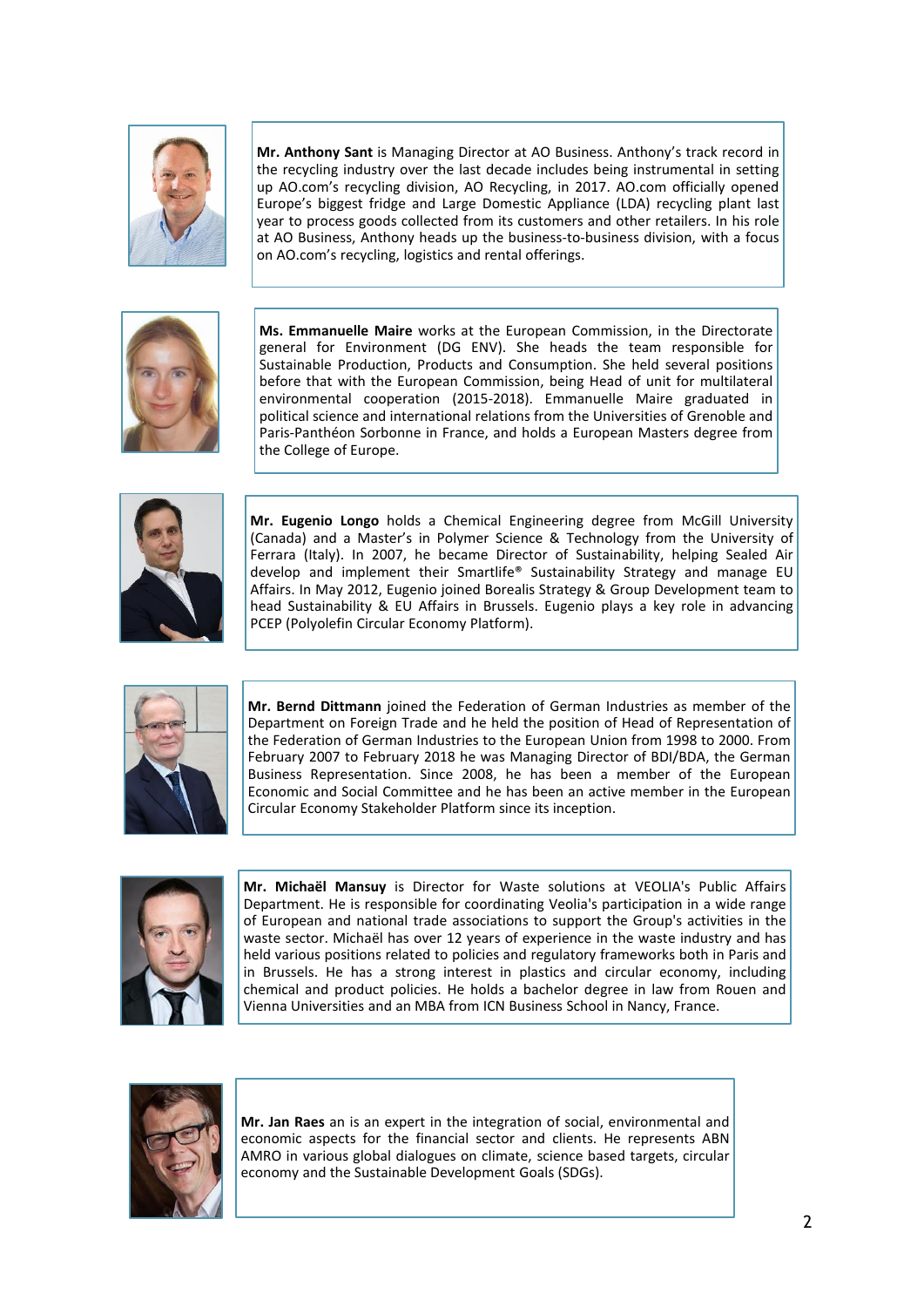**Mr. Anthony Sant** is Managing Director at AO Business. Anthony's track record in the recycling industry over the last decade includes being instrumental in setting up AO.com's recycling division, AO Recycling, in 2017. AO.com officially opened Europe's biggest fridge and Large Domestic Appliance (LDA) recycling plant last year to process goods collected from its customers and other retailers. In his role at AO Business, Anthony heads up the business-to-business division, with a focus on AO.com's recycling, logistics and rental offerings.

**Ms. Emmanuelle Maire** works at the European Commission, in the Directorate general for Environment (DG ENV). She heads the team responsible for Sustainable Production, Products and Consumption. She held several positions before that with the European Commission, being Head of unit for multilateral environmental cooperation (2015-2018). Emmanuelle Maire graduated in political science and international relations from the Universities of Grenoble and Paris-Panthéon Sorbonne in France, and holds a European Masters degree from the College of Europe.

**Mr. Eugenio Longo** holds a Chemical Engineering degree from McGill University (Canada) and a Master's in Polymer Science & Technology from the University of Ferrara (Italy). In 2007, he became Director of Sustainability, helping Sealed Air develop and implement their Smartlife® Sustainability Strategy and manage EU Affairs. In May 2012, Eugenio joined Borealis Strategy & Group Development team to head Sustainability & EU Affairs in Brussels. Eugenio plays a key role in advancing PCEP (Polyolefin Circular Economy Platform).

**Mr. Bernd Dittmann** joined the Federation of German Industries as member of the Department on Foreign Trade and he held the position of Head of Representation of the Federation of German Industries to the European Union from 1998 to 2000. From February 2007 to February 2018 he was Managing Director of BDI/BDA, the German Business Representation. Since 2008, he has been a member of the European Economic and Social Committee and he has been an active member in the European Circular Economy Stakeholder Platform since its inception.

**Mr. Michaël Mansuy** is Director for Waste solutions at VEOLIA's Public Affairs Department. He is responsible for coordinating Veolia's participation in a wide range of European and national trade associations to support the Group's activities in the waste sector. Michaël has over 12 years of experience in the waste industry and has held various positions related to policies and regulatory frameworks both in Paris and in Brussels. He has a strong interest in plastics and circular economy, including chemical and product policies. He holds a bachelor degree in law from Rouen and Vienna Universities and an MBA from ICN Business School in Nancy, France.

**Mr. Jan Raes** an is an expert in the integration of social, environmental and economic aspects for the financial sector and clients. He represents ABN AMRO in various global dialogues on climate, science based targets, circular economy and the Sustainable Development Goals (SDGs).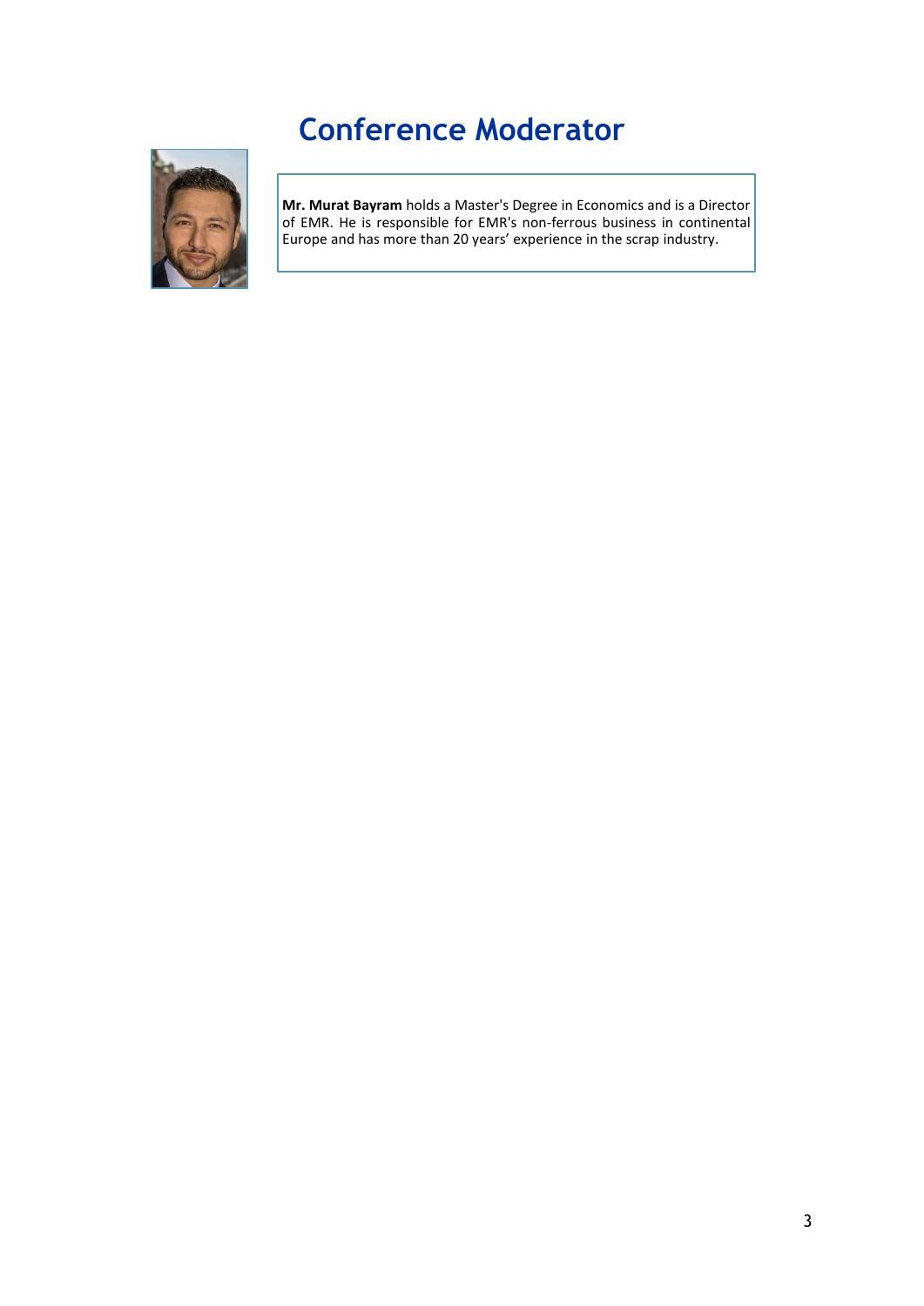# Conference Moderator

**Mr. Murat Bayram** holds a Master's Degree in Economics and is a Director of EMR. He is responsible for EMR's non-ferrous business in continental Europe and has more than 20 years' experience in the scrap industry.